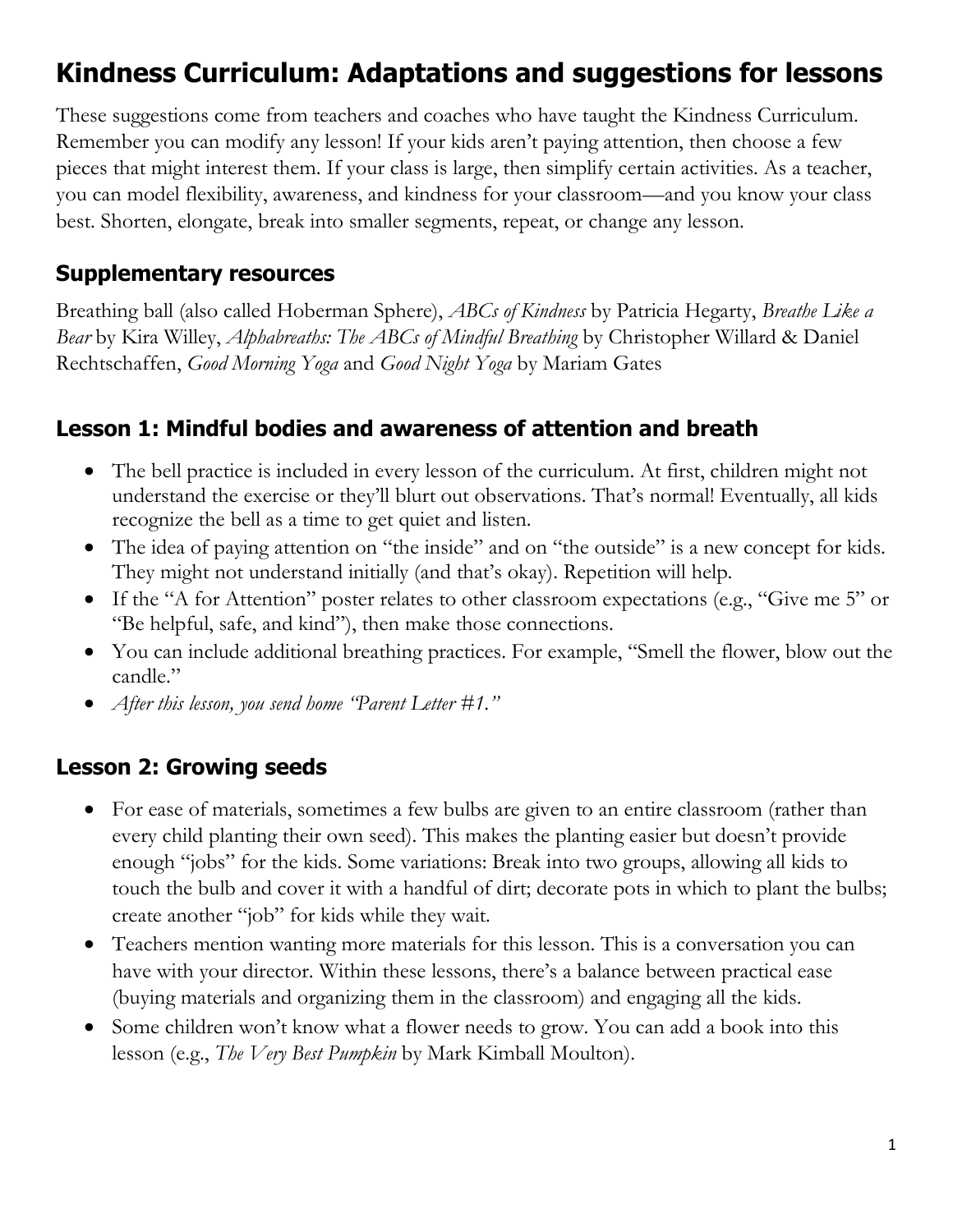# Kindness Curriculum: Adaptations and suggestions for lessons

These suggestions come from teachers and coaches who have taught the Kindness Curriculum. Remember you can modify any lesson! If your kids aren't paying attention, then choose a few pieces that might interest them. If your class is large, then simplify certain activities. As a teacher, you can model flexibility, awareness, and kindness for your classroom—and you know your class best. Shorten, elongate, break into smaller segments, repeat, or change any lesson.

## Supplementary resources

Breathing ball (also called Hoberman Sphere), *ABCs of Kindness* by Patricia Hegarty, *Breathe Like a Bear* by Kira Willey, *Alphabreaths: The ABCs of Mindful Breathing* by Christopher Willard & Daniel Rechtschaffen, *Good Morning Yoga* and *Good Night Yoga* by Mariam Gates

## Lesson 1: Mindful bodies and awareness of attention and breath

- The bell practice is included in every lesson of the curriculum. At first, children might not understand the exercise or they'll blurt out observations. That's normal! Eventually, all kids recognize the bell as a time to get quiet and listen.
- The idea of paying attention on "the inside" and on "the outside" is a new concept for kids. They might not understand initially (and that's okay). Repetition will help.
- If the "A for Attention" poster relates to other classroom expectations (e.g., "Give me 5" or "Be helpful, safe, and kind"), then make those connections.
- You can include additional breathing practices. For example, "Smell the flower, blow out the candle."
- *After this lesson, you send home "Parent Letter #1."*

## Lesson 2: Growing seeds

- For ease of materials, sometimes a few bulbs are given to an entire classroom (rather than every child planting their own seed). This makes the planting easier but doesn't provide enough "jobs" for the kids. Some variations: Break into two groups, allowing all kids to touch the bulb and cover it with a handful of dirt; decorate pots in which to plant the bulbs; create another "job" for kids while they wait.
- Teachers mention wanting more materials for this lesson. This is a conversation you can have with your director. Within these lessons, there's a balance between practical ease (buying materials and organizing them in the classroom) and engaging all the kids.
- Some children won't know what a flower needs to grow. You can add a book into this lesson (e.g., *The Very Best Pumpkin* by Mark Kimball Moulton).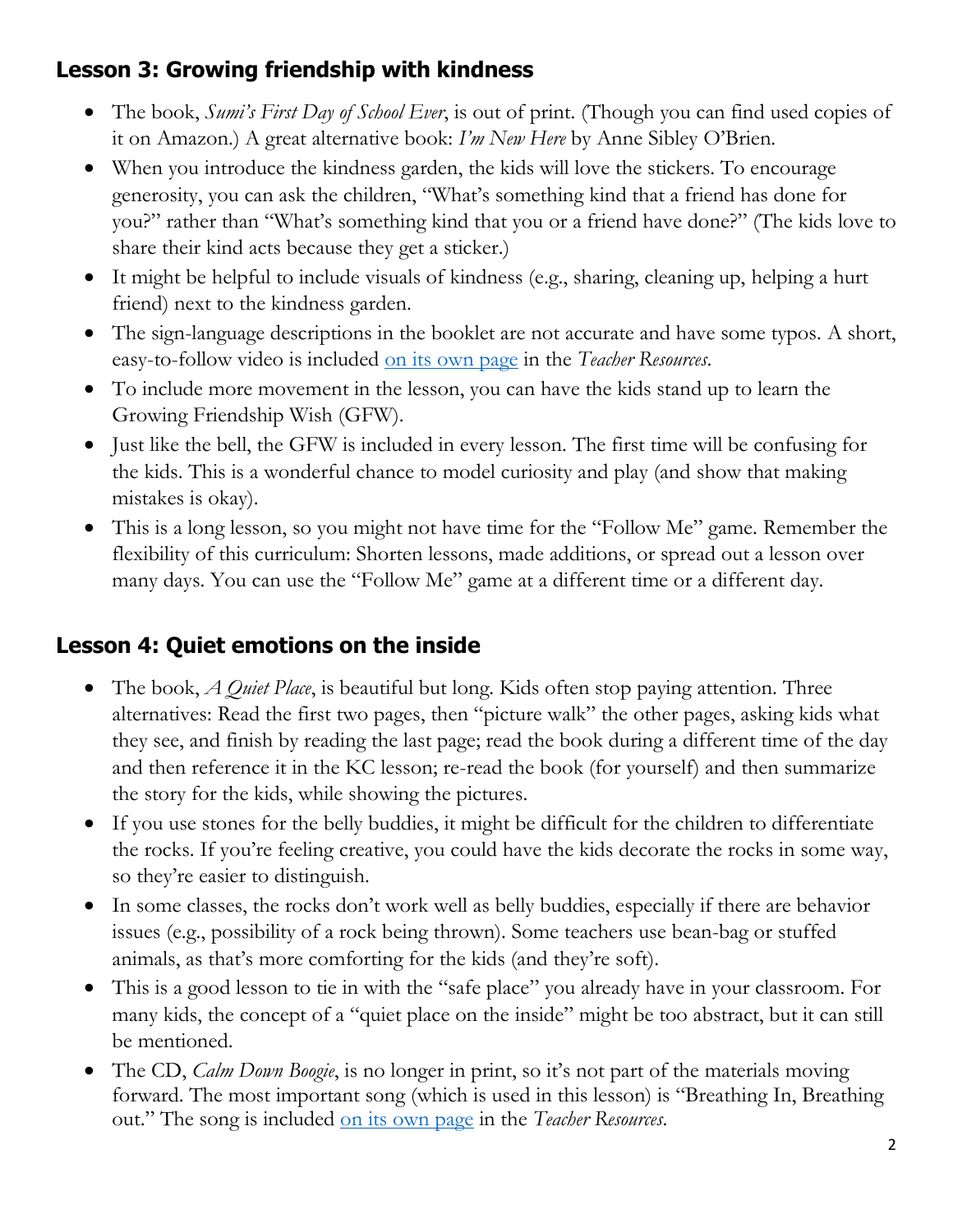## Lesson 3: Growing friendship with kindness

- The book, *Sumi's First Day of School Ever*, is out of print. (Though you can find used copies of it on Amazon.) A great alternative book: *I'm New Here* by Anne Sibley O'Brien.
- When you introduce the kindness garden, the kids will love the stickers. To encourage generosity, you can ask the children, "What's something kind that a friend has done for you?" rather than "What's something kind that you or a friend have done?" (The kids love to share their kind acts because they get a sticker.)
- It might be helpful to include visuals of kindness (e.g., sharing, cleaning up, helping a hurt friend) next to the kindness garden.
- The sign-language descriptions in the booklet are not accurate and have some typos. A short, easy-to-follow video is included on its own page in the *Teacher Resources*.
- To include more movement in the lesson, you can have the kids stand up to learn the Growing Friendship Wish (GFW).
- Just like the bell, the GFW is included in every lesson. The first time will be confusing for the kids. This is a wonderful chance to model curiosity and play (and show that making mistakes is okay).
- This is a long lesson, so you might not have time for the "Follow Me" game. Remember the flexibility of this curriculum: Shorten lessons, made additions, or spread out a lesson over many days. You can use the "Follow Me" game at a different time or a different day.

## Lesson 4: Quiet emotions on the inside

- The book, *A Quiet Place*, is beautiful but long. Kids often stop paying attention. Three alternatives: Read the first two pages, then "picture walk" the other pages, asking kids what they see, and finish by reading the last page; read the book during a different time of the day and then reference it in the KC lesson; re-read the book (for yourself) and then summarize the story for the kids, while showing the pictures.
- If you use stones for the belly buddies, it might be difficult for the children to differentiate the rocks. If you're feeling creative, you could have the kids decorate the rocks in some way, so they're easier to distinguish.
- In some classes, the rocks don't work well as belly buddies, especially if there are behavior issues (e.g., possibility of a rock being thrown). Some teachers use bean-bag or stuffed animals, as that's more comforting for the kids (and they're soft).
- This is a good lesson to tie in with the "safe place" you already have in your classroom. For many kids, the concept of a "quiet place on the inside" might be too abstract, but it can still be mentioned.
- The CD, *Calm Down Boogie*, is no longer in print, so it's not part of the materials moving forward. The most important song (which is used in this lesson) is "Breathing In, Breathing out." The song is included on its own page in the *Teacher Resources*.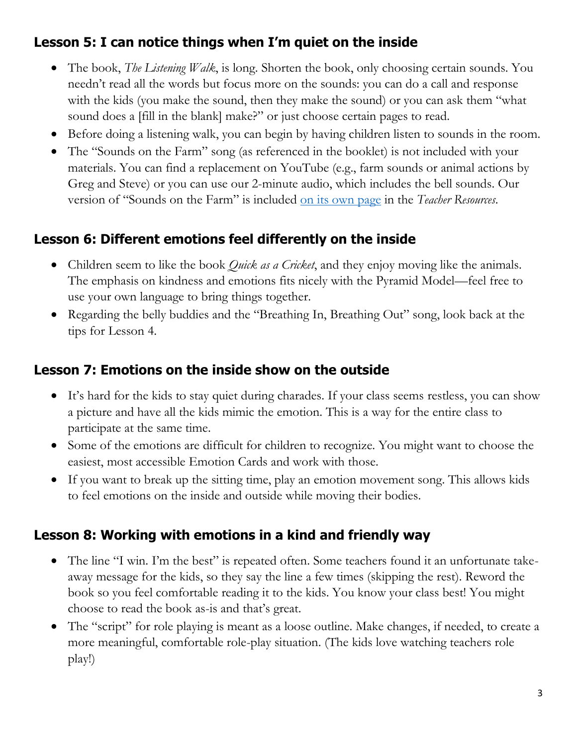## Lesson 5: I can notice things when I'm quiet on the inside

- The book, *The Listening Walk*, is long. Shorten the book, only choosing certain sounds. You needn't read all the words but focus more on the sounds: you can do a call and response with the kids (you make the sound, then they make the sound) or you can ask them "what sound does a [fill in the blank] make?" or just choose certain pages to read.
- Before doing a listening walk, you can begin by having children listen to sounds in the room.
- The "Sounds on the Farm" song (as referenced in the booklet) is not included with your materials. You can find a replacement on YouTube (e.g., farm sounds or animal actions by Greg and Steve) or you can use our 2-minute audio, which includes the bell sounds. Our version of "Sounds on the Farm" is included on its own page in the *Teacher Resources*.

## Lesson 6: Different emotions feel differently on the inside

- Children seem to like the book *Quick as a Cricket*, and they enjoy moving like the animals. The emphasis on kindness and emotions fits nicely with the Pyramid Model—feel free to use your own language to bring things together.
- Regarding the belly buddies and the "Breathing In, Breathing Out" song, look back at the tips for Lesson 4.

## Lesson 7: Emotions on the inside show on the outside

- It's hard for the kids to stay quiet during charades. If your class seems restless, you can show a picture and have all the kids mimic the emotion. This is a way for the entire class to participate at the same time.
- Some of the emotions are difficult for children to recognize. You might want to choose the easiest, most accessible Emotion Cards and work with those.
- If you want to break up the sitting time, play an emotion movement song. This allows kids to feel emotions on the inside and outside while moving their bodies.

## Lesson 8: Working with emotions in a kind and friendly way

- The line "I win. I'm the best" is repeated often. Some teachers found it an unfortunate take-away message for the kids, so they say the line a few times (skipping the rest). Reword the book so you feel comfortable reading it to the kids. You know your class best! You might choose to read the book as-is and that's great.
- The "script" for role playing is meant as a loose outline. Make changes, if needed, to create a more meaningful, comfortable role-play situation. (The kids love watching teachers role play!)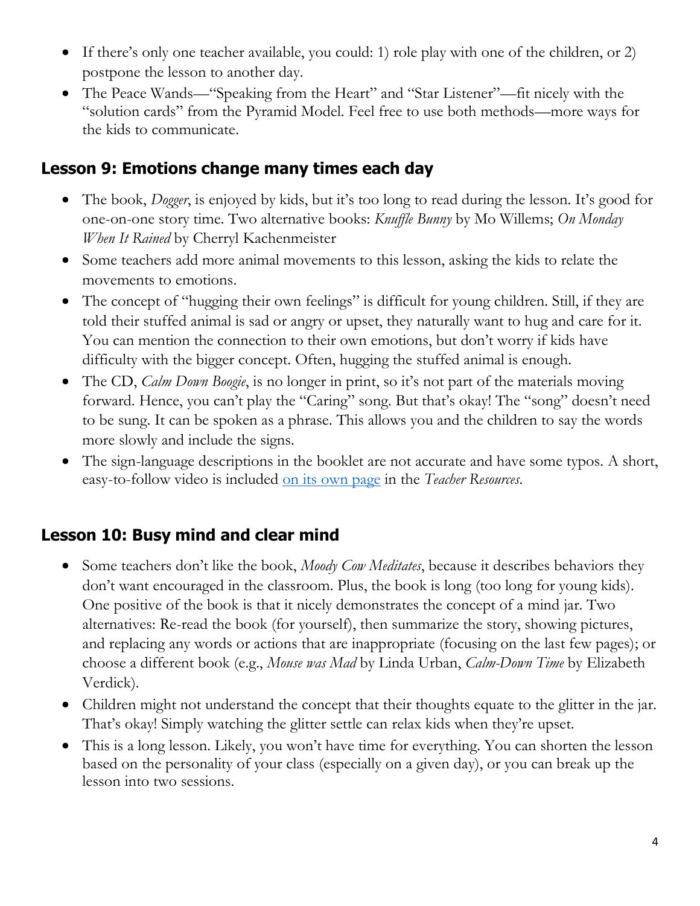- If there's only one teacher available, you could: 1) role play with one of the children, or 2) postpone the lesson to another day.
- The Peace Wands—"Speaking from the Heart" and "Star Listener"—fit nicely with the "solution cards" from the Pyramid Model. Feel free to use both methods—more ways for the kids to communicate.

## Lesson 9: Emotions change many times each day

- The book, *Dogger*, is enjoyed by kids, but it's too long to read during the lesson. It's good for one-on-one story time. Two alternative books: *Knuffle Bunny* by Mo Willems; *On Monday When It Rained* by Cherryl Kachenmeister
- Some teachers add more animal movements to this lesson, asking the kids to relate the movements to emotions.
- The concept of "hugging their own feelings" is difficult for young children. Still, if they are told their stuffed animal is sad or angry or upset, they naturally want to hug and care for it. You can mention the connection to their own emotions, but don't worry if kids have difficulty with the bigger concept. Often, hugging the stuffed animal is enough.
- The CD, *Calm Down Boogie*, is no longer in print, so it's not part of the materials moving forward. Hence, you can't play the "Caring" song. But that's okay! The "song" doesn't need to be sung. It can be spoken as a phrase. This allows you and the children to say the words more slowly and include the signs.
- The sign-language descriptions in the booklet are not accurate and have some typos. A short, easy-to-follow video is included on its own page in the *Teacher Resources*.

## Lesson 10: Busy mind and clear mind

- Some teachers don't like the book, *Moody Cow Meditates*, because it describes behaviors they don't want encouraged in the classroom. Plus, the book is long (too long for young kids). One positive of the book is that it nicely demonstrates the concept of a mind jar. Two alternatives: Re-read the book (for yourself), then summarize the story, showing pictures, and replacing any words or actions that are inappropriate (focusing on the last few pages); or choose a different book (e.g., *Mouse was Mad* by Linda Urban, *Calm-Down Time* by Elizabeth Verdick).
- Children might not understand the concept that their thoughts equate to the glitter in the jar. That's okay! Simply watching the glitter settle can relax kids when they're upset.
- This is a long lesson. Likely, you won't have time for everything. You can shorten the lesson based on the personality of your class (especially on a given day), or you can break up the lesson into two sessions.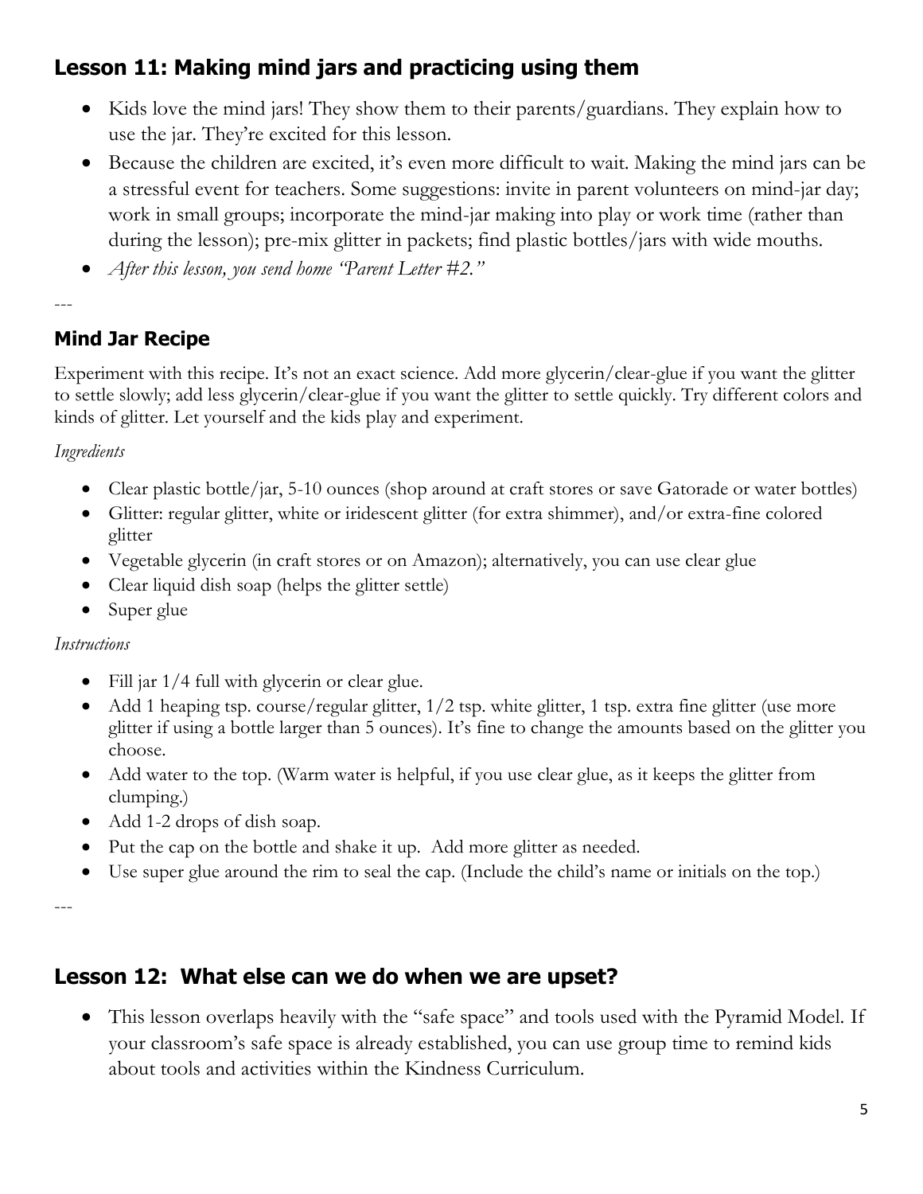## Lesson 11: Making mind jars and practicing using them

- Kids love the mind jars! They show them to their parents/guardians. They explain how to use the jar. They're excited for this lesson.
- Because the children are excited, it's even more difficult to wait. Making the mind jars can be a stressful event for teachers. Some suggestions: invite in parent volunteers on mind-jar day; work in small groups; incorporate the mind-jar making into play or work time (rather than during the lesson); pre-mix glitter in packets; find plastic bottles/jars with wide mouths.
- *After this lesson, you send home "Parent Letter #2."*

---

## Mind Jar Recipe

Experiment with this recipe. It's not an exact science. Add more glycerin/clear-glue if you want the glitter to settle slowly; add less glycerin/clear-glue if you want the glitter to settle quickly. Try different colors and kinds of glitter. Let yourself and the kids play and experiment.

*Ingredients*

- Clear plastic bottle/jar, 5-10 ounces (shop around at craft stores or save Gatorade or water bottles)
- Glitter: regular glitter, white or iridescent glitter (for extra shimmer), and/or extra-fine colored glitter
- Vegetable glycerin (in craft stores or on Amazon); alternatively, you can use clear glue
- Clear liquid dish soap (helps the glitter settle)
- Super glue

*Instructions*

- Fill jar 1/4 full with glycerin or clear glue.
- Add 1 heaping tsp. course/regular glitter, 1/2 tsp. white glitter, 1 tsp. extra fine glitter (use more glitter if using a bottle larger than 5 ounces). It's fine to change the amounts based on the glitter you choose.
- Add water to the top. (Warm water is helpful, if you use clear glue, as it keeps the glitter from clumping.)
- Add 1-2 drops of dish soap.
- Put the cap on the bottle and shake it up. Add more glitter as needed.
- Use super glue around the rim to seal the cap. (Include the child's name or initials on the top.)

---

## Lesson 12: What else can we do when we are upset?

- This lesson overlaps heavily with the "safe space" and tools used with the Pyramid Model. If your classroom's safe space is already established, you can use group time to remind kids about tools and activities within the Kindness Curriculum.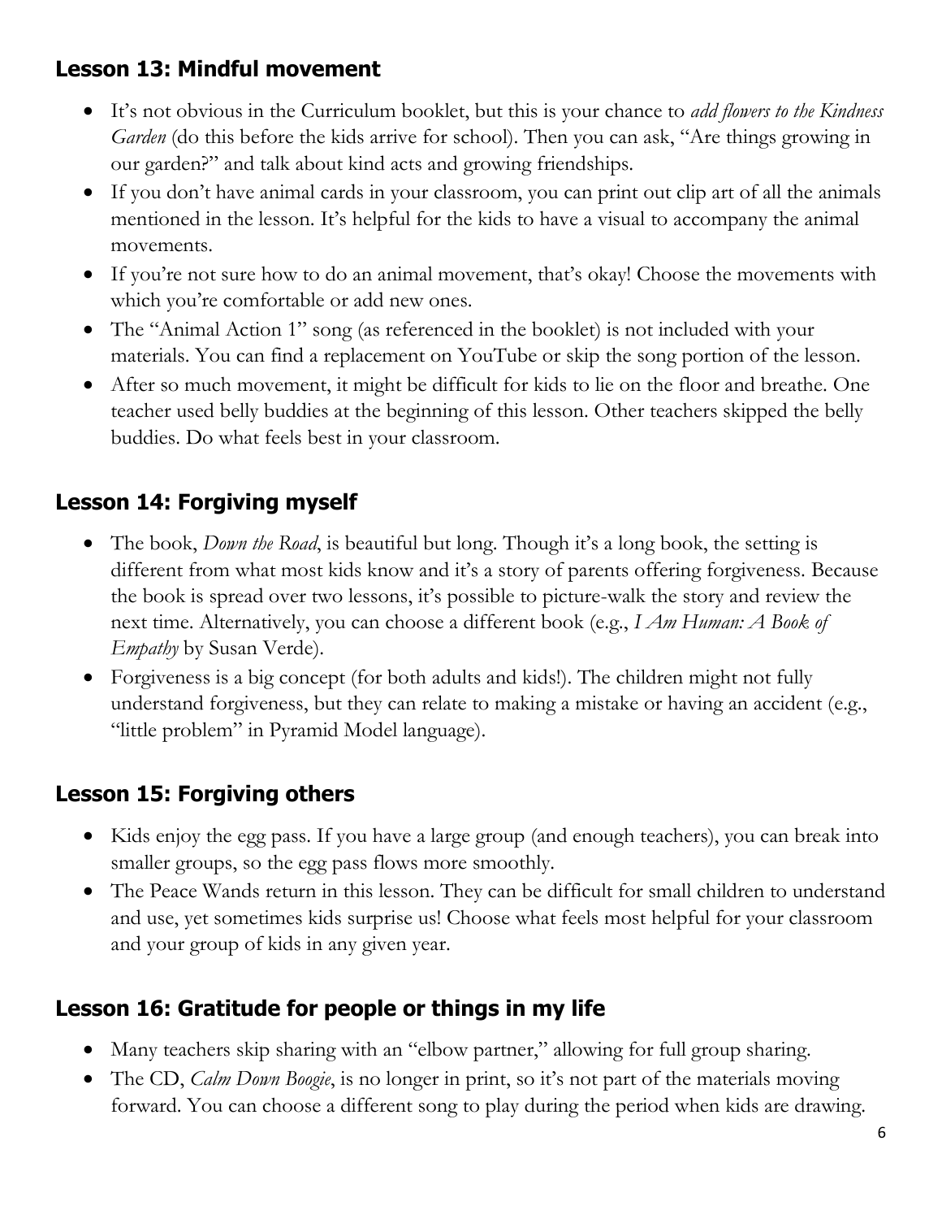### Lesson 13: Mindful movement

- It's not obvious in the Curriculum booklet, but this is your chance to *add flowers to the Kindness Garden* (do this before the kids arrive for school). Then you can ask, "Are things growing in our garden?" and talk about kind acts and growing friendships.
- If you don't have animal cards in your classroom, you can print out clip art of all the animals mentioned in the lesson. It's helpful for the kids to have a visual to accompany the animal movements.
- If you're not sure how to do an animal movement, that's okay! Choose the movements with which you're comfortable or add new ones.
- The "Animal Action 1" song (as referenced in the booklet) is not included with your materials. You can find a replacement on YouTube or skip the song portion of the lesson.
- After so much movement, it might be difficult for kids to lie on the floor and breathe. One teacher used belly buddies at the beginning of this lesson. Other teachers skipped the belly buddies. Do what feels best in your classroom.

### Lesson 14: Forgiving myself

- The book, *Down the Road*, is beautiful but long. Though it's a long book, the setting is different from what most kids know and it's a story of parents offering forgiveness. Because the book is spread over two lessons, it's possible to picture-walk the story and review the next time. Alternatively, you can choose a different book (e.g., *I Am Human: A Book of Empathy* by Susan Verde).
- Forgiveness is a big concept (for both adults and kids!). The children might not fully understand forgiveness, but they can relate to making a mistake or having an accident (e.g., "little problem" in Pyramid Model language).

### Lesson 15: Forgiving others

- Kids enjoy the egg pass. If you have a large group (and enough teachers), you can break into smaller groups, so the egg pass flows more smoothly.
- The Peace Wands return in this lesson. They can be difficult for small children to understand and use, yet sometimes kids surprise us! Choose what feels most helpful for your classroom and your group of kids in any given year.

### Lesson 16: Gratitude for people or things in my life

- Many teachers skip sharing with an "elbow partner," allowing for full group sharing.
- The CD, *Calm Down Boogie*, is no longer in print, so it's not part of the materials moving forward. You can choose a different song to play during the period when kids are drawing.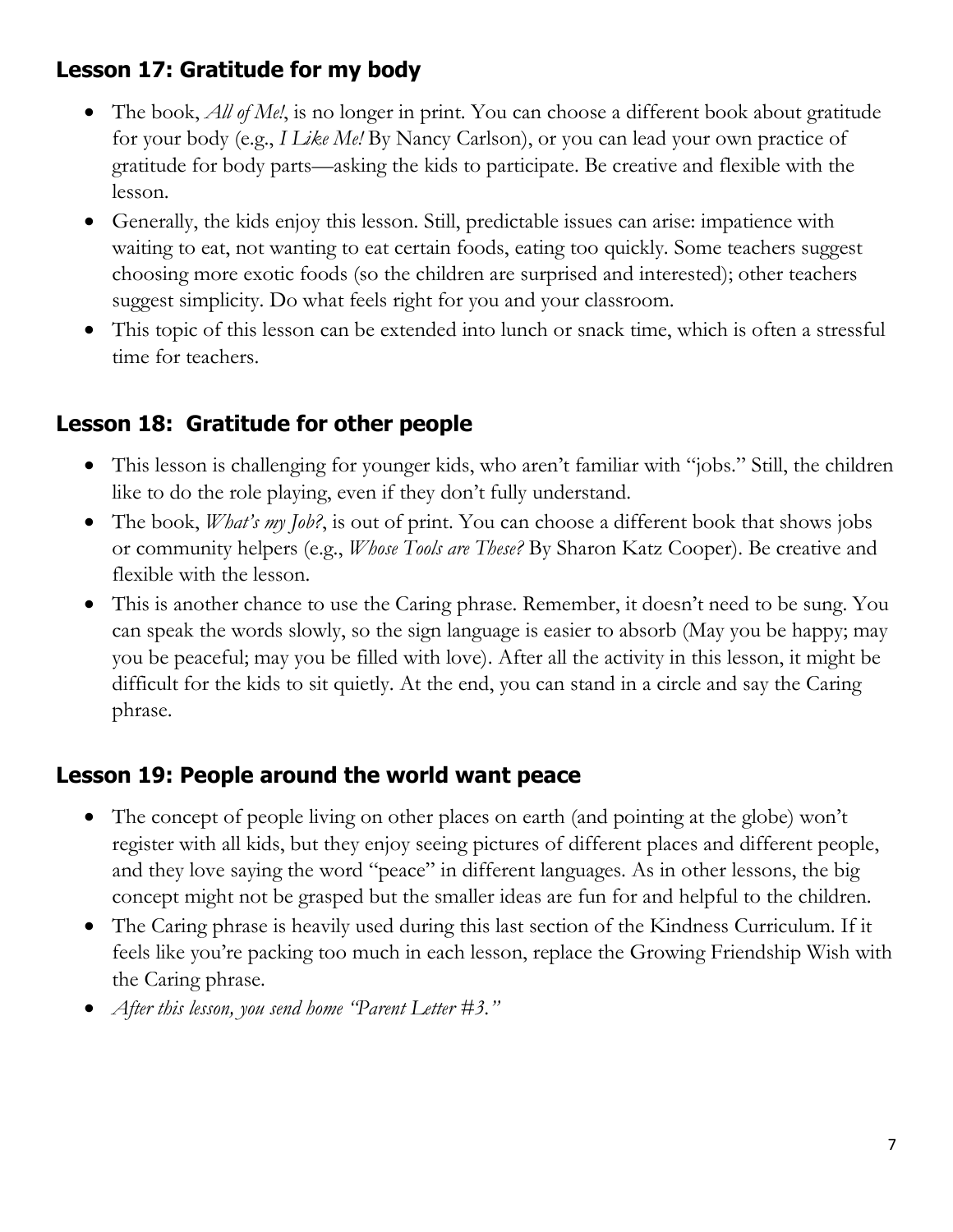### Lesson 17: Gratitude for my body

- The book, *All of Me!*, is no longer in print. You can choose a different book about gratitude for your body (e.g., *I Like Me!* By Nancy Carlson), or you can lead your own practice of gratitude for body parts—asking the kids to participate. Be creative and flexible with the lesson.
- Generally, the kids enjoy this lesson. Still, predictable issues can arise: impatience with waiting to eat, not wanting to eat certain foods, eating too quickly. Some teachers suggest choosing more exotic foods (so the children are surprised and interested); other teachers suggest simplicity. Do what feels right for you and your classroom.
- This topic of this lesson can be extended into lunch or snack time, which is often a stressful time for teachers.

### Lesson 18: Gratitude for other people

- This lesson is challenging for younger kids, who aren't familiar with "jobs." Still, the children like to do the role playing, even if they don't fully understand.
- The book, *What's my Job?*, is out of print. You can choose a different book that shows jobs or community helpers (e.g., *Whose Tools are These?* By Sharon Katz Cooper). Be creative and flexible with the lesson.
- This is another chance to use the Caring phrase. Remember, it doesn't need to be sung. You can speak the words slowly, so the sign language is easier to absorb (May you be happy; may you be peaceful; may you be filled with love). After all the activity in this lesson, it might be difficult for the kids to sit quietly. At the end, you can stand in a circle and say the Caring phrase.

### Lesson 19: People around the world want peace

- The concept of people living on other places on earth (and pointing at the globe) won't register with all kids, but they enjoy seeing pictures of different places and different people, and they love saying the word "peace" in different languages. As in other lessons, the big concept might not be grasped but the smaller ideas are fun for and helpful to the children.
- The Caring phrase is heavily used during this last section of the Kindness Curriculum. If it feels like you're packing too much in each lesson, replace the Growing Friendship Wish with the Caring phrase.
- *After this lesson, you send home "Parent Letter #3."*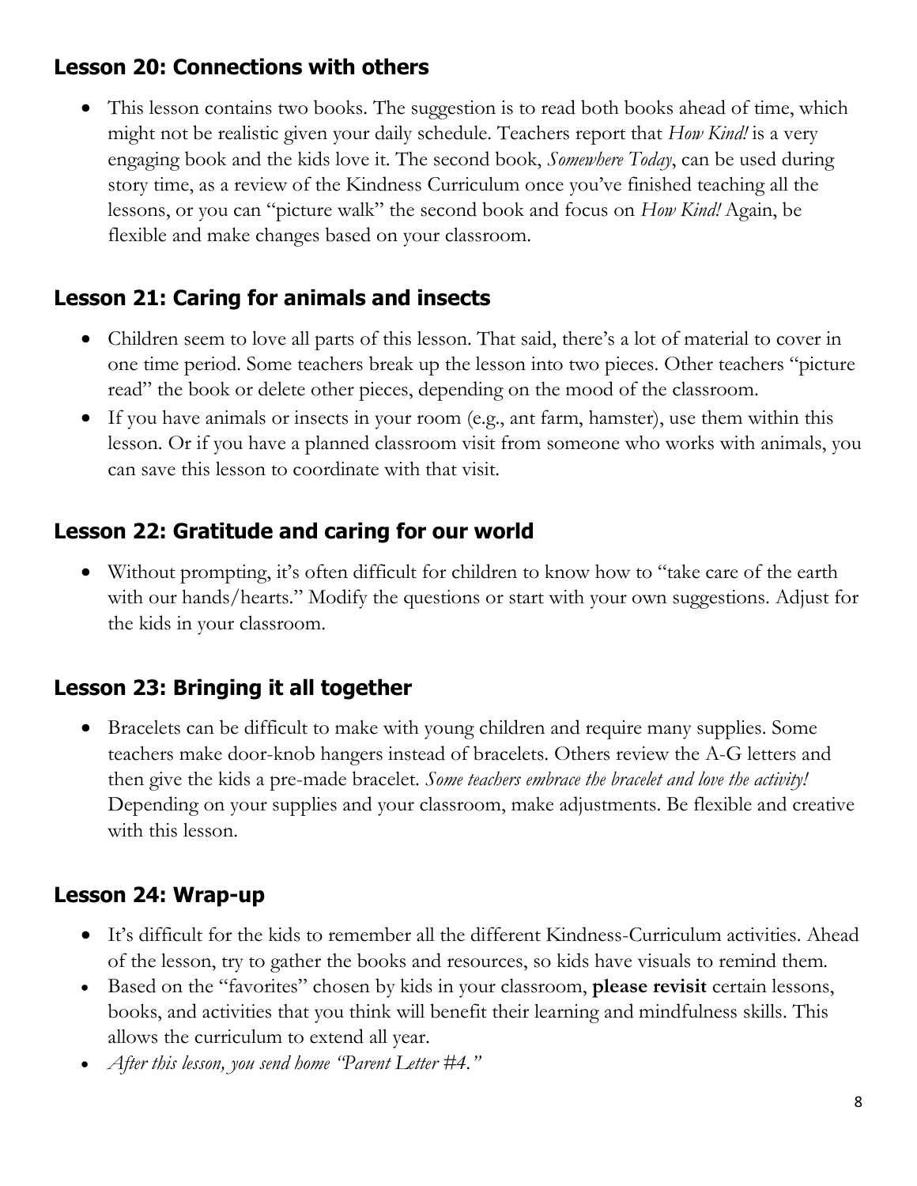## Lesson 20: Connections with others

- This lesson contains two books. The suggestion is to read both books ahead of time, which might not be realistic given your daily schedule. Teachers report that *How Kind!* is a very engaging book and the kids love it. The second book, *Somewhere Today*, can be used during story time, as a review of the Kindness Curriculum once you've finished teaching all the lessons, or you can "picture walk" the second book and focus on *How Kind!* Again, be flexible and make changes based on your classroom.

## Lesson 21: Caring for animals and insects

- Children seem to love all parts of this lesson. That said, there's a lot of material to cover in one time period. Some teachers break up the lesson into two pieces. Other teachers "picture read" the book or delete other pieces, depending on the mood of the classroom.
- If you have animals or insects in your room (e.g., ant farm, hamster), use them within this lesson. Or if you have a planned classroom visit from someone who works with animals, you can save this lesson to coordinate with that visit.

## Lesson 22: Gratitude and caring for our world

- Without prompting, it's often difficult for children to know how to "take care of the earth with our hands/hearts." Modify the questions or start with your own suggestions. Adjust for the kids in your classroom.

## Lesson 23: Bringing it all together

- Bracelets can be difficult to make with young children and require many supplies. Some teachers make door-knob hangers instead of bracelets. Others review the A-G letters and then give the kids a pre-made bracelet. *Some teachers embrace the bracelet and love the activity!* Depending on your supplies and your classroom, make adjustments. Be flexible and creative with this lesson.

## Lesson 24: Wrap-up

- It's difficult for the kids to remember all the different Kindness-Curriculum activities. Ahead of the lesson, try to gather the books and resources, so kids have visuals to remind them.
- Based on the "favorites" chosen by kids in your classroom, **please revisit** certain lessons, books, and activities that you think will benefit their learning and mindfulness skills. This allows the curriculum to extend all year.
- *After this lesson, you send home "Parent Letter #4."*